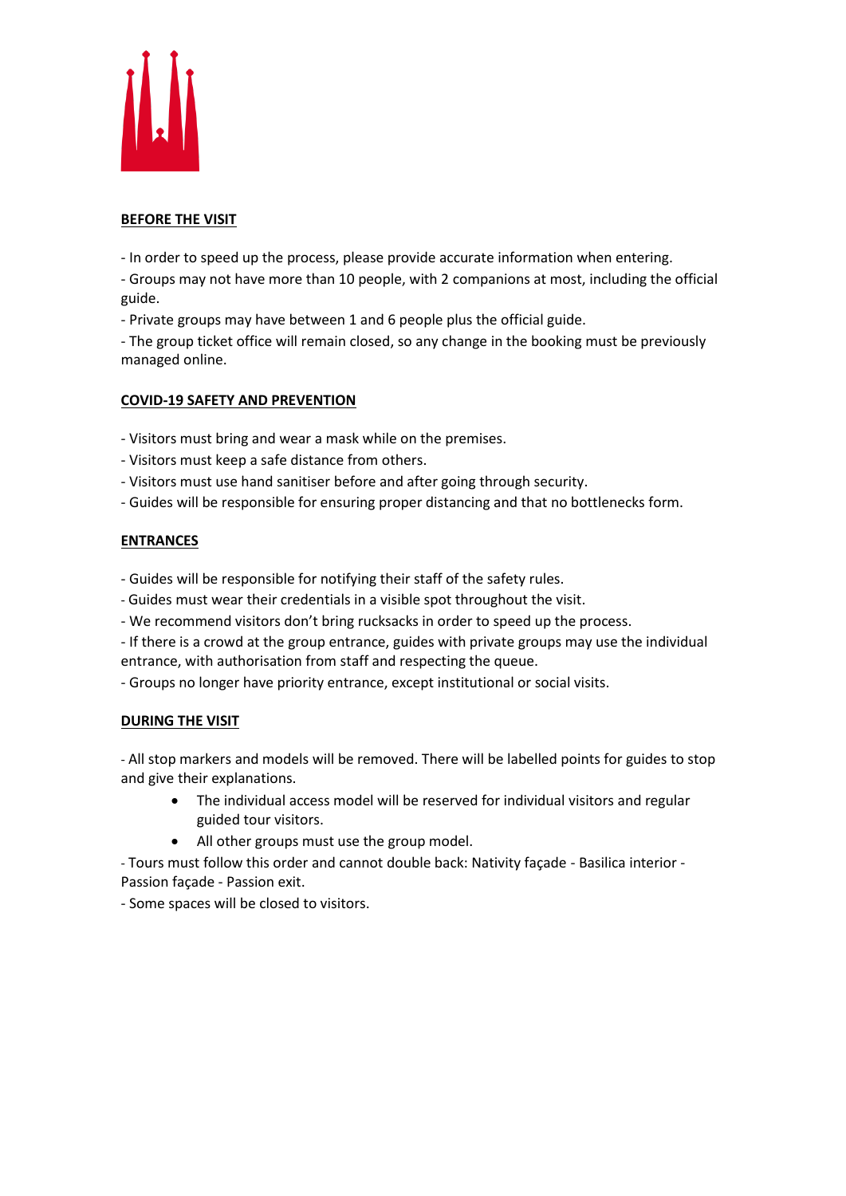## BEFORE THE VISIT

- In order to speed up the process, please provide accurate information when entering.
- Groups may not have more than 10 people, with 2 companions at most, including the official guide.
- Private groups may have between 1 and 6 people plus the official guide.
- The group ticket office will remain closed, so any change in the booking must be previously managed online.

## COVID-19 SAFETY AND PREVENTION

- Visitors must bring and wear a mask while on the premises.
- Visitors must keep a safe distance from others.
- Visitors must use hand sanitiser before and after going through security.
- Guides will be responsible for ensuring proper distancing and that no bottlenecks form.

## ENTRANCES

- Guides will be responsible for notifying their staff of the safety rules.
- Guides must wear their credentials in a visible spot throughout the visit.
- We recommend visitors don't bring rucksacks in order to speed up the process.
- If there is a crowd at the group entrance, guides with private groups may use the individual entrance, with authorisation from staff and respecting the queue.
- Groups no longer have priority entrance, except institutional or social visits.

## DURING THE VISIT

- All stop markers and models will be removed. There will be labelled points for guides to stop and give their explanations.
  - The individual access model will be reserved for individual visitors and regular guided tour visitors.
  - All other groups must use the group model.
- Tours must follow this order and cannot double back: Nativity façade - Basilica interior - Passion façade - Passion exit.
- Some spaces will be closed to visitors.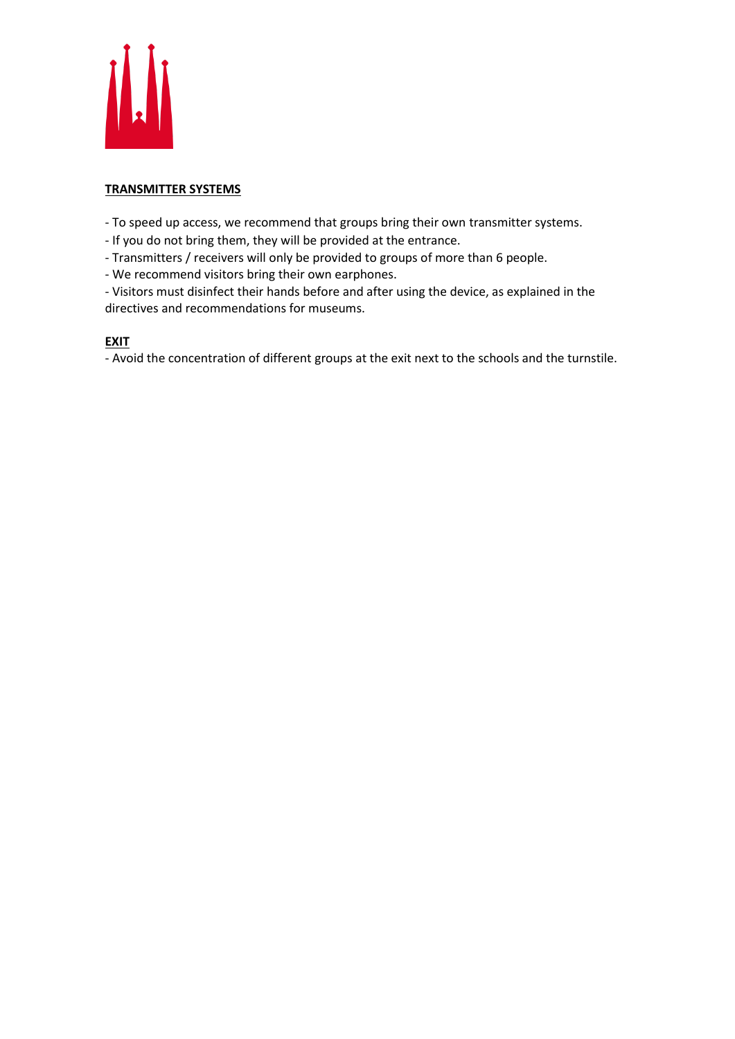**TRANSMITTER SYSTEMS**

- To speed up access, we recommend that groups bring their own transmitter systems.
- If you do not bring them, they will be provided at the entrance.
- Transmitters / receivers will only be provided to groups of more than 6 people.
- We recommend visitors bring their own earphones.
- Visitors must disinfect their hands before and after using the device, as explained in the directives and recommendations for museums.

**EXIT**

- Avoid the concentration of different groups at the exit next to the schools and the turnstile.